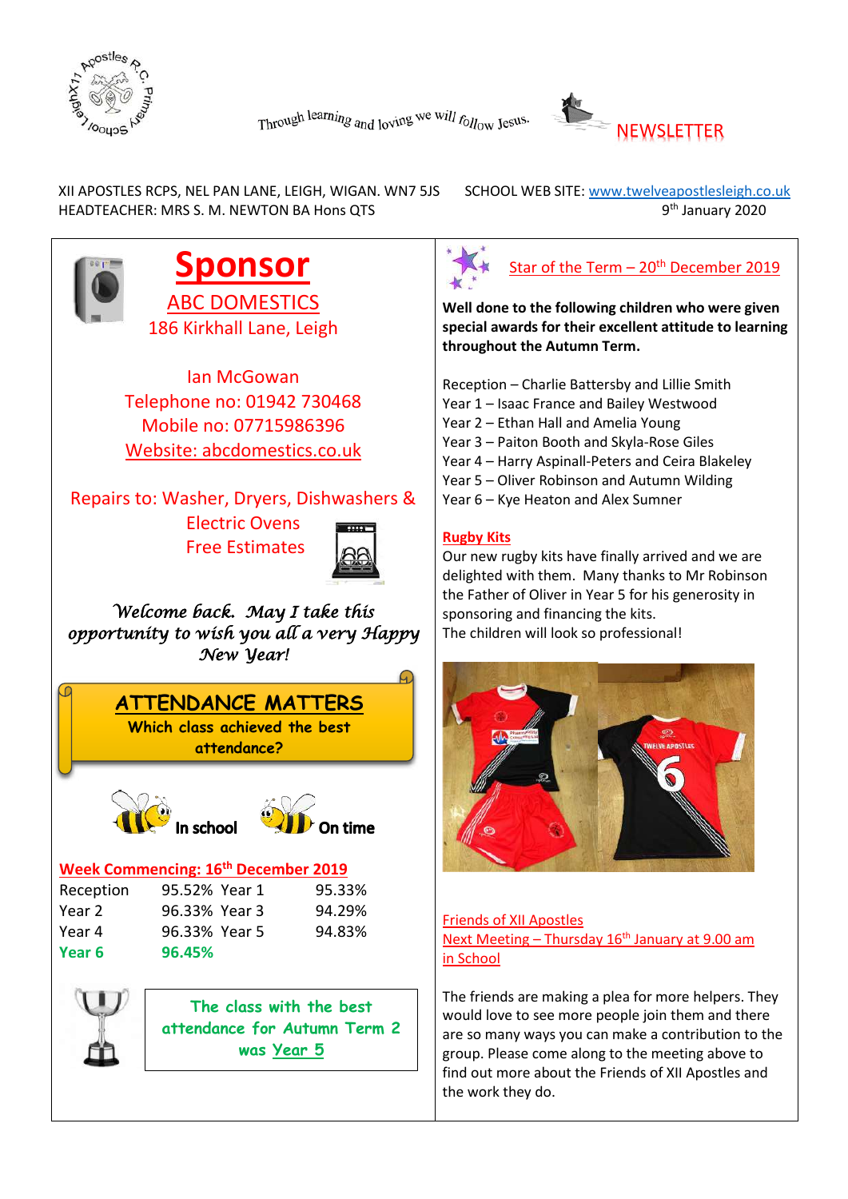Through learning and loving we will follow Jesus.

NEWSLETTER

XII APOSTLES RCPS, NEL PAN LANE, LEIGH, WIGAN. WN7 5JS
HEADTEACHER: MRS S. M. NEWTON BA Hons QTS

SCHOOL WEB SITE: www.twelveapostlesleigh.co.uk
9th January 2020

# Sponsor

## ABC DOMESTICS

186 Kirkhall Lane, Leigh

Ian McGowan
Telephone no: 01942 730468
Mobile no: 07715986396
Website: abcdomestics.co.uk

Repairs to: Washer, Dryers, Dishwashers & Electric Ovens
Free Estimates

*Welcome back. May I take this opportunity to wish you all a very Happy New Year!*

## ATTENDANCE MATTERS

**Which class achieved the best attendance?**

**In school** **On time**

**Week Commencing: 16th December 2019**

| | | | |
|---|---|---|---|
| Reception | 95.52% | Year 1 | 95.33% |
| Year 2 | 96.33% | Year 3 | 94.29% |
| Year 4 | 96.33% | Year 5 | 94.83% |
| **Year 6** | **96.45%** | | |

**The class with the best attendance for Autumn Term 2 was Year 5**

## Star of the Term – 20th December 2019

**Well done to the following children who were given special awards for their excellent attitude to learning throughout the Autumn Term.**

Reception – Charlie Battersby and Lillie Smith
Year 1 – Isaac France and Bailey Westwood
Year 2 – Ethan Hall and Amelia Young
Year 3 – Paiton Booth and Skyla-Rose Giles
Year 4 – Harry Aspinall-Peters and Ceira Blakeley
Year 5 – Oliver Robinson and Autumn Wilding
Year 6 – Kye Heaton and Alex Sumner

**Rugby Kits**

Our new rugby kits have finally arrived and we are delighted with them. Many thanks to Mr Robinson the Father of Oliver in Year 5 for his generosity in sponsoring and financing the kits.
The children will look so professional!

Friends of XII Apostles
Next Meeting – Thursday 16th January at 9.00 am in School

The friends are making a plea for more helpers. They would love to see more people join them and there are so many ways you can make a contribution to the group. Please come along to the meeting above to find out more about the Friends of XII Apostles and the work they do.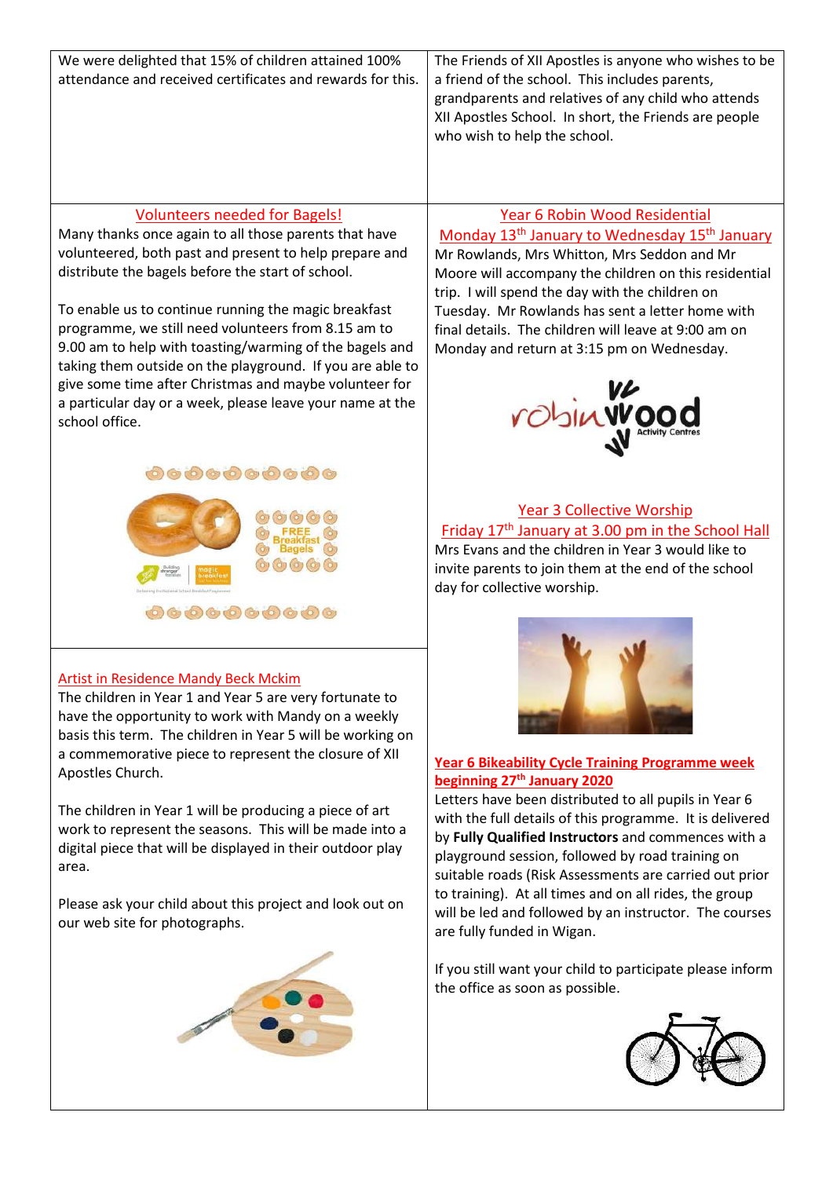We were delighted that 15% of children attained 100% attendance and received certificates and rewards for this.

The Friends of XII Apostles is anyone who wishes to be a friend of the school. This includes parents, grandparents and relatives of any child who attends XII Apostles School. In short, the Friends are people who wish to help the school.

## Volunteers needed for Bagels!

Many thanks once again to all those parents that have volunteered, both past and present to help prepare and distribute the bagels before the start of school.

To enable us to continue running the magic breakfast programme, we still need volunteers from 8.15 am to 9.00 am to help with toasting/warming of the bagels and taking them outside on the playground. If you are able to give some time after Christmas and maybe volunteer for a particular day or a week, please leave your name at the school office.

## Year 6 Robin Wood Residential
## Monday 13th January to Wednesday 15th January

Mr Rowlands, Mrs Whitton, Mrs Seddon and Mr Moore will accompany the children on this residential trip. I will spend the day with the children on Tuesday. Mr Rowlands has sent a letter home with final details. The children will leave at 9:00 am on Monday and return at 3:15 pm on Wednesday.

## Year 3 Collective Worship
## Friday 17th January at 3.00 pm in the School Hall

Mrs Evans and the children in Year 3 would like to invite parents to join them at the end of the school day for collective worship.

## Artist in Residence Mandy Beck Mckim

The children in Year 1 and Year 5 are very fortunate to have the opportunity to work with Mandy on a weekly basis this term. The children in Year 5 will be working on a commemorative piece to represent the closure of XII Apostles Church.

The children in Year 1 will be producing a piece of art work to represent the seasons. This will be made into a digital piece that will be displayed in their outdoor play area.

Please ask your child about this project and look out on our web site for photographs.

## Year 6 Bikeability Cycle Training Programme week beginning 27th January 2020

Letters have been distributed to all pupils in Year 6 with the full details of this programme. It is delivered by **Fully Qualified Instructors** and commences with a playground session, followed by road training on suitable roads (Risk Assessments are carried out prior to training). At all times and on all rides, the group will be led and followed by an instructor. The courses are fully funded in Wigan.

If you still want your child to participate please inform the office as soon as possible.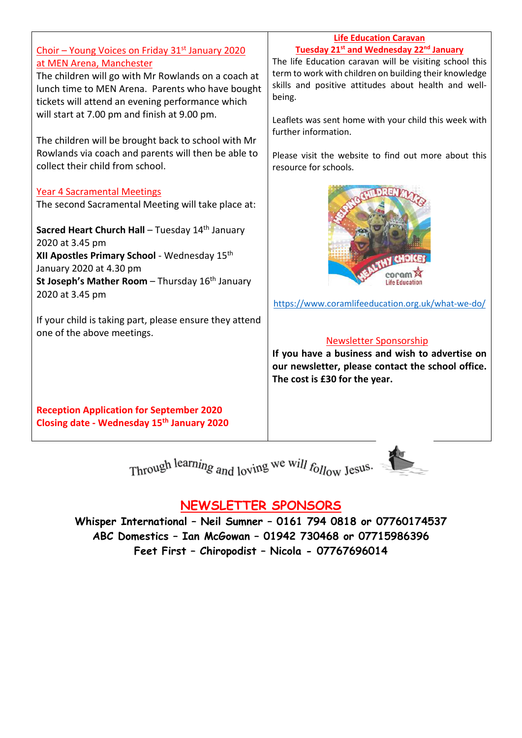## Choir – Young Voices on Friday 31st January 2020 at MEN Arena, Manchester

The children will go with Mr Rowlands on a coach at lunch time to MEN Arena. Parents who have bought tickets will attend an evening performance which will start at 7.00 pm and finish at 9.00 pm.

The children will be brought back to school with Mr Rowlands via coach and parents will then be able to collect their child from school.

## Year 4 Sacramental Meetings

The second Sacramental Meeting will take place at:

**Sacred Heart Church Hall** – Tuesday 14th January 2020 at 3.45 pm
**XII Apostles Primary School** - Wednesday 15th January 2020 at 4.30 pm
**St Joseph's Mather Room** – Thursday 16th January 2020 at 3.45 pm

If your child is taking part, please ensure they attend one of the above meetings.

**Reception Application for September 2020**
**Closing date - Wednesday 15th January 2020**

## Life Education Caravan
## Tuesday 21st and Wednesday 22nd January

The life Education caravan will be visiting school this term to work with children on building their knowledge skills and positive attitudes about health and well-being.

Leaflets was sent home with your child this week with further information.

Please visit the website to find out more about this resource for schools.

https://www.coramlifeeducation.org.uk/what-we-do/

## Newsletter Sponsorship

**If you have a business and wish to advertise on our newsletter, please contact the school office. The cost is £30 for the year.**

Through learning and loving we will follow Jesus.

## NEWSLETTER SPONSORS

**Whisper International – Neil Sumner – 0161 794 0818 or 07760174537**
**ABC Domestics – Ian McGowan – 01942 730468 or 07715986396**
**Feet First – Chiropodist – Nicola - 07767696014**